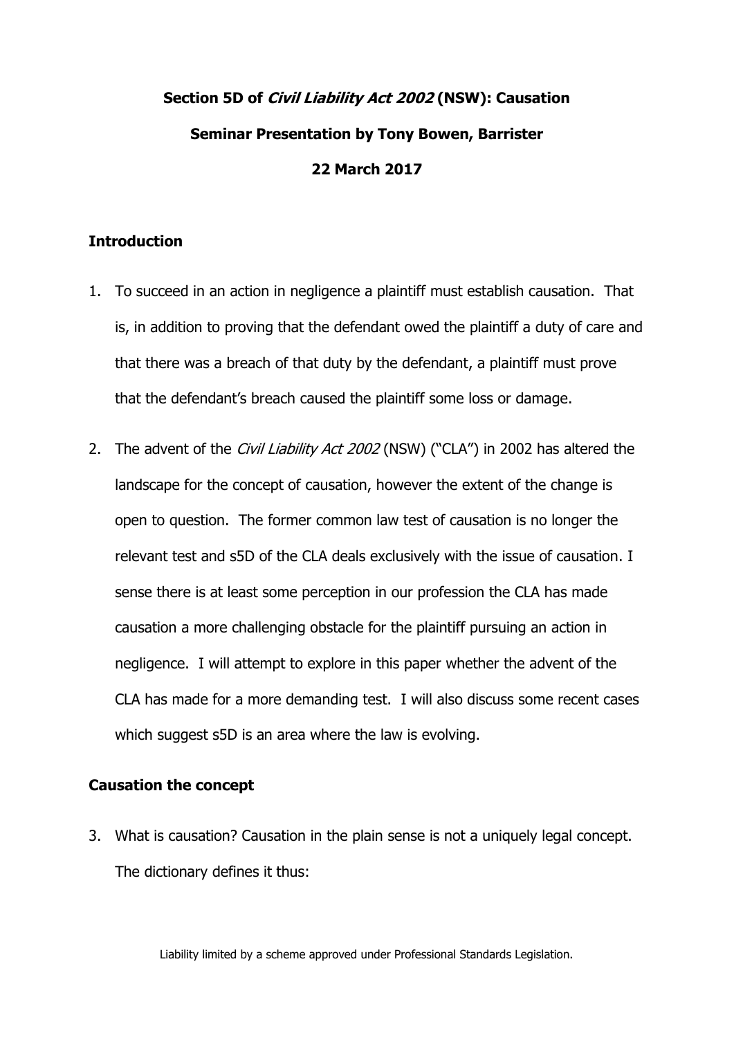# Section 5D of *Civil Liability Act 2002* (NSW): Causation

**Seminar Presentation by Tony Bowen, Barrister**

**22 March 2017**

## Introduction

1. To succeed in an action in negligence a plaintiff must establish causation. That is, in addition to proving that the defendant owed the plaintiff a duty of care and that there was a breach of that duty by the defendant, a plaintiff must prove that the defendant's breach caused the plaintiff some loss or damage.

2. The advent of the *Civil Liability Act 2002* (NSW) ("CLA") in 2002 has altered the landscape for the concept of causation, however the extent of the change is open to question. The former common law test of causation is no longer the relevant test and s5D of the CLA deals exclusively with the issue of causation. I sense there is at least some perception in our profession the CLA has made causation a more challenging obstacle for the plaintiff pursuing an action in negligence. I will attempt to explore in this paper whether the advent of the CLA has made for a more demanding test. I will also discuss some recent cases which suggest s5D is an area where the law is evolving.

## Causation the concept

3. What is causation? Causation in the plain sense is not a uniquely legal concept. The dictionary defines it thus:

Liability limited by a scheme approved under Professional Standards Legislation.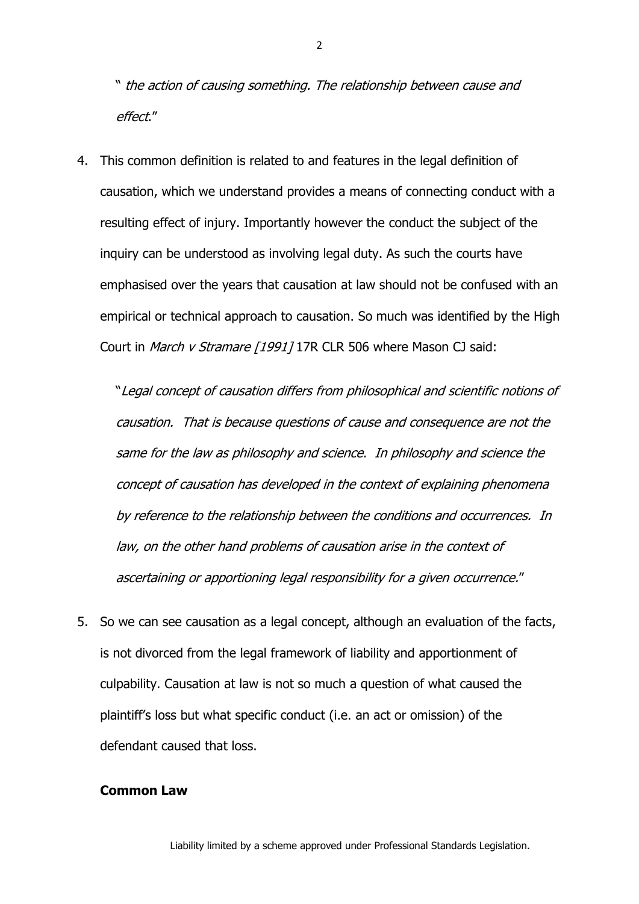" *the action of causing something. The relationship between cause and effect*."

4. This common definition is related to and features in the legal definition of causation, which we understand provides a means of connecting conduct with a resulting effect of injury. Importantly however the conduct the subject of the inquiry can be understood as involving legal duty. As such the courts have emphasised over the years that causation at law should not be confused with an empirical or technical approach to causation. So much was identified by the High Court in *March v Stramare [1991]* 17R CLR 506 where Mason CJ said:

   "*Legal concept of causation differs from philosophical and scientific notions of causation. That is because questions of cause and consequence are not the same for the law as philosophy and science. In philosophy and science the concept of causation has developed in the context of explaining phenomena by reference to the relationship between the conditions and occurrences. In law, on the other hand problems of causation arise in the context of ascertaining or apportioning legal responsibility for a given occurrence.*"

5. So we can see causation as a legal concept, although an evaluation of the facts, is not divorced from the legal framework of liability and apportionment of culpability. Causation at law is not so much a question of what caused the plaintiff's loss but what specific conduct (i.e. an act or omission) of the defendant caused that loss.

**Common Law**

Liability limited by a scheme approved under Professional Standards Legislation.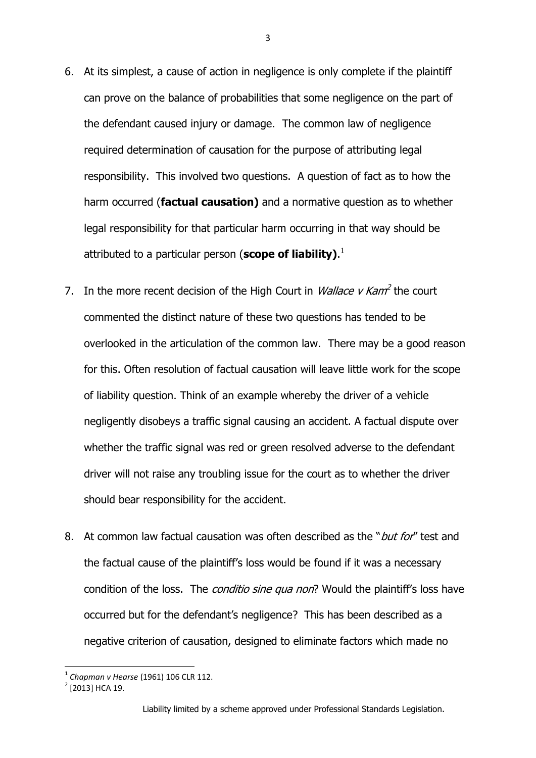6. At its simplest, a cause of action in negligence is only complete if the plaintiff can prove on the balance of probabilities that some negligence on the part of the defendant caused injury or damage. The common law of negligence required determination of causation for the purpose of attributing legal responsibility. This involved two questions. A question of fact as to how the harm occurred (**factual causation)** and a normative question as to whether legal responsibility for that particular harm occurring in that way should be attributed to a particular person (**scope of liability)**.[1]

7. In the more recent decision of the High Court in *Wallace v Kam*[2] the court commented the distinct nature of these two questions has tended to be overlooked in the articulation of the common law. There may be a good reason for this. Often resolution of factual causation will leave little work for the scope of liability question. Think of an example whereby the driver of a vehicle negligently disobeys a traffic signal causing an accident. A factual dispute over whether the traffic signal was red or green resolved adverse to the defendant driver will not raise any troubling issue for the court as to whether the driver should bear responsibility for the accident.

8. At common law factual causation was often described as the "*but for*" test and the factual cause of the plaintiff's loss would be found if it was a necessary condition of the loss. The *conditio sine qua non*? Would the plaintiff's loss have occurred but for the defendant's negligence? This has been described as a negative criterion of causation, designed to eliminate factors which made no

---

[1] *Chapman v Hearse* (1961) 106 CLR 112.

[2] [2013] HCA 19.

Liability limited by a scheme approved under Professional Standards Legislation.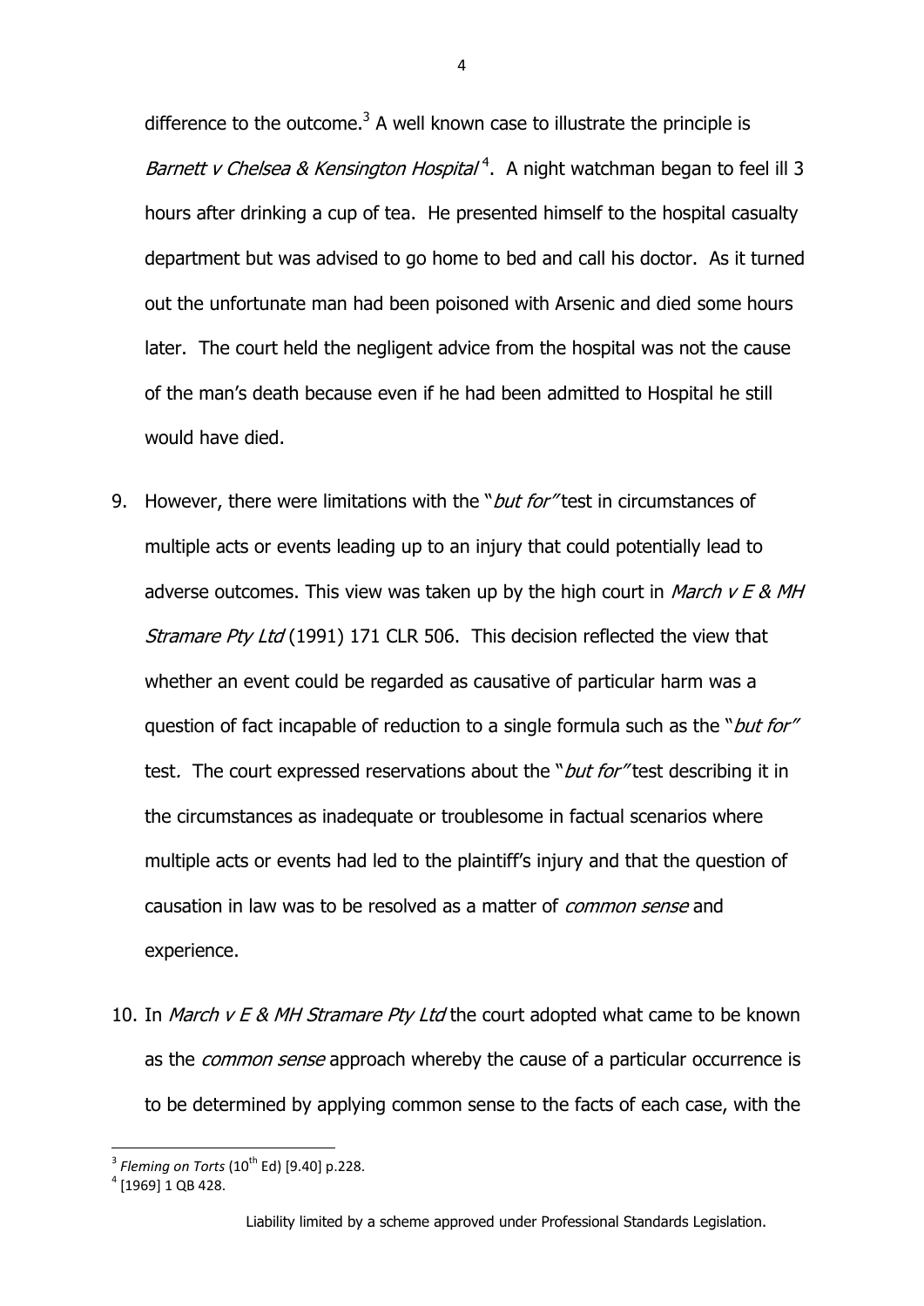difference to the outcome.[3] A well known case to illustrate the principle is *Barnett v Chelsea & Kensington Hospital*[4]. A night watchman began to feel ill 3 hours after drinking a cup of tea. He presented himself to the hospital casualty department but was advised to go home to bed and call his doctor. As it turned out the unfortunate man had been poisoned with Arsenic and died some hours later. The court held the negligent advice from the hospital was not the cause of the man's death because even if he had been admitted to Hospital he still would have died.

9. However, there were limitations with the "*but for"* test in circumstances of multiple acts or events leading up to an injury that could potentially lead to adverse outcomes. This view was taken up by the high court in *March v E & MH Stramare Pty Ltd* (1991) 171 CLR 506. This decision reflected the view that whether an event could be regarded as causative of particular harm was a question of fact incapable of reduction to a single formula such as the "*but for"* test. The court expressed reservations about the "*but for"* test describing it in the circumstances as inadequate or troublesome in factual scenarios where multiple acts or events had led to the plaintiff's injury and that the question of causation in law was to be resolved as a matter of *common sense* and experience.

10. In *March v E & MH Stramare Pty Ltd* the court adopted what came to be known as the *common sense* approach whereby the cause of a particular occurrence is to be determined by applying common sense to the facts of each case, with the

---

[3] *Fleming on Torts* (10th Ed) [9.40] p.228.

[4] [1969] 1 QB 428.

Liability limited by a scheme approved under Professional Standards Legislation.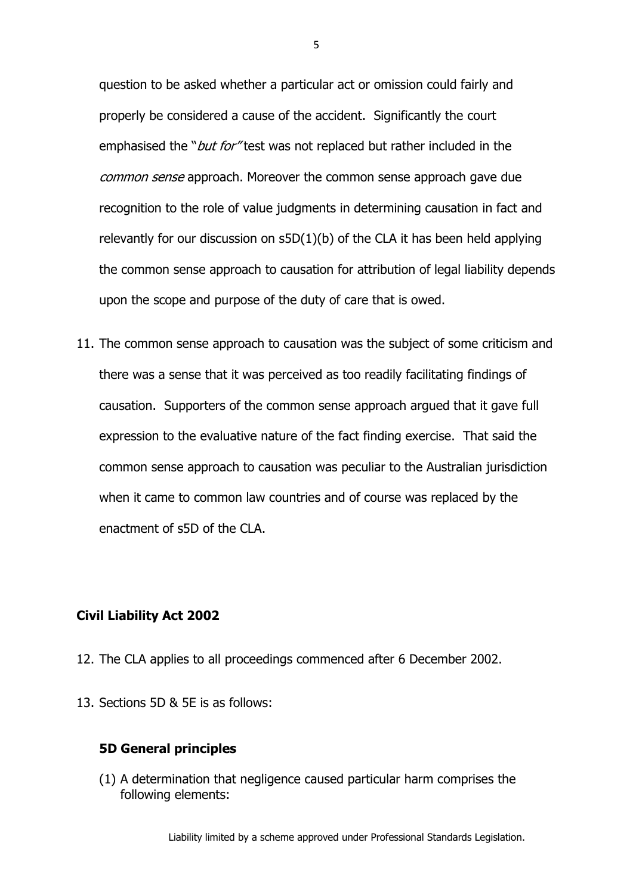question to be asked whether a particular act or omission could fairly and properly be considered a cause of the accident. Significantly the court emphasised the "*but for"* test was not replaced but rather included in the *common sense* approach. Moreover the common sense approach gave due recognition to the role of value judgments in determining causation in fact and relevantly for our discussion on s5D(1)(b) of the CLA it has been held applying the common sense approach to causation for attribution of legal liability depends upon the scope and purpose of the duty of care that is owed.

11. The common sense approach to causation was the subject of some criticism and there was a sense that it was perceived as too readily facilitating findings of causation. Supporters of the common sense approach argued that it gave full expression to the evaluative nature of the fact finding exercise. That said the common sense approach to causation was peculiar to the Australian jurisdiction when it came to common law countries and of course was replaced by the enactment of s5D of the CLA.

## Civil Liability Act 2002

12. The CLA applies to all proceedings commenced after 6 December 2002.

13. Sections 5D & 5E is as follows:

### 5D General principles

(1) A determination that negligence caused particular harm comprises the following elements:

Liability limited by a scheme approved under Professional Standards Legislation.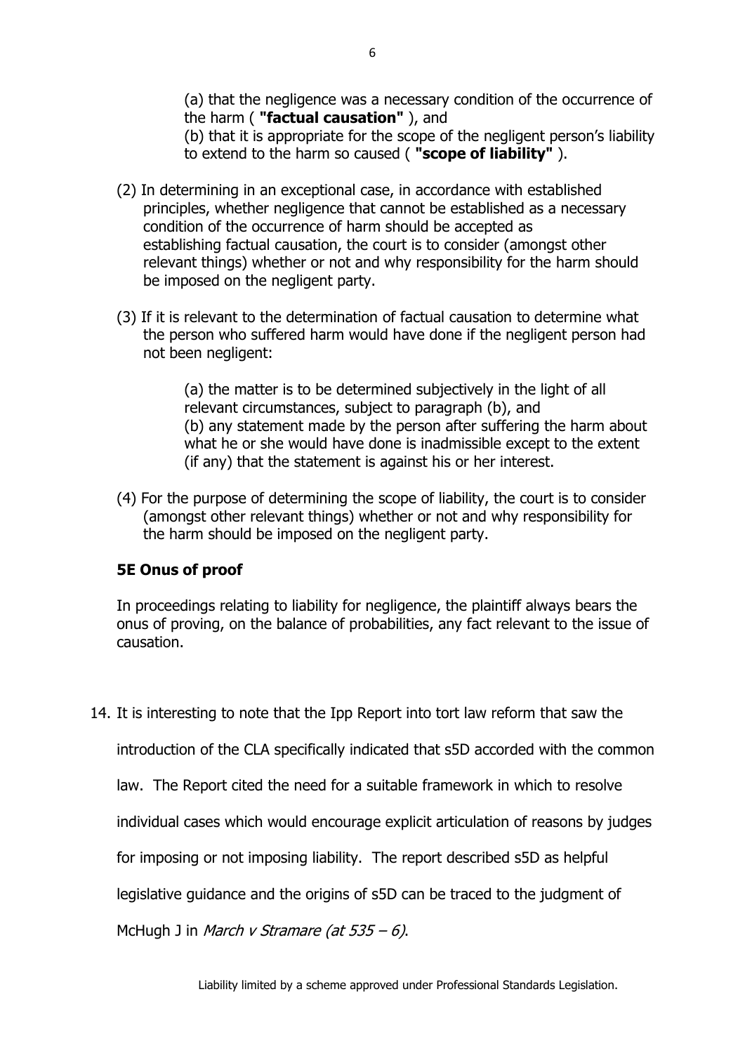(a) that the negligence was a necessary condition of the occurrence of the harm ( **"factual causation"** ), and
(b) that it is appropriate for the scope of the negligent person's liability to extend to the harm so caused ( **"scope of liability"** ).

(2) In determining in an exceptional case, in accordance with established principles, whether negligence that cannot be established as a necessary condition of the occurrence of harm should be accepted as establishing factual causation, the court is to consider (amongst other relevant things) whether or not and why responsibility for the harm should be imposed on the negligent party.

(3) If it is relevant to the determination of factual causation to determine what the person who suffered harm would have done if the negligent person had not been negligent:

(a) the matter is to be determined subjectively in the light of all relevant circumstances, subject to paragraph (b), and
(b) any statement made by the person after suffering the harm about what he or she would have done is inadmissible except to the extent (if any) that the statement is against his or her interest.

(4) For the purpose of determining the scope of liability, the court is to consider (amongst other relevant things) whether or not and why responsibility for the harm should be imposed on the negligent party.

**5E Onus of proof**

In proceedings relating to liability for negligence, the plaintiff always bears the onus of proving, on the balance of probabilities, any fact relevant to the issue of causation.

14. It is interesting to note that the Ipp Report into tort law reform that saw the introduction of the CLA specifically indicated that s5D accorded with the common law. The Report cited the need for a suitable framework in which to resolve individual cases which would encourage explicit articulation of reasons by judges for imposing or not imposing liability. The report described s5D as helpful legislative guidance and the origins of s5D can be traced to the judgment of McHugh J in *March v Stramare (at 535 – 6)*.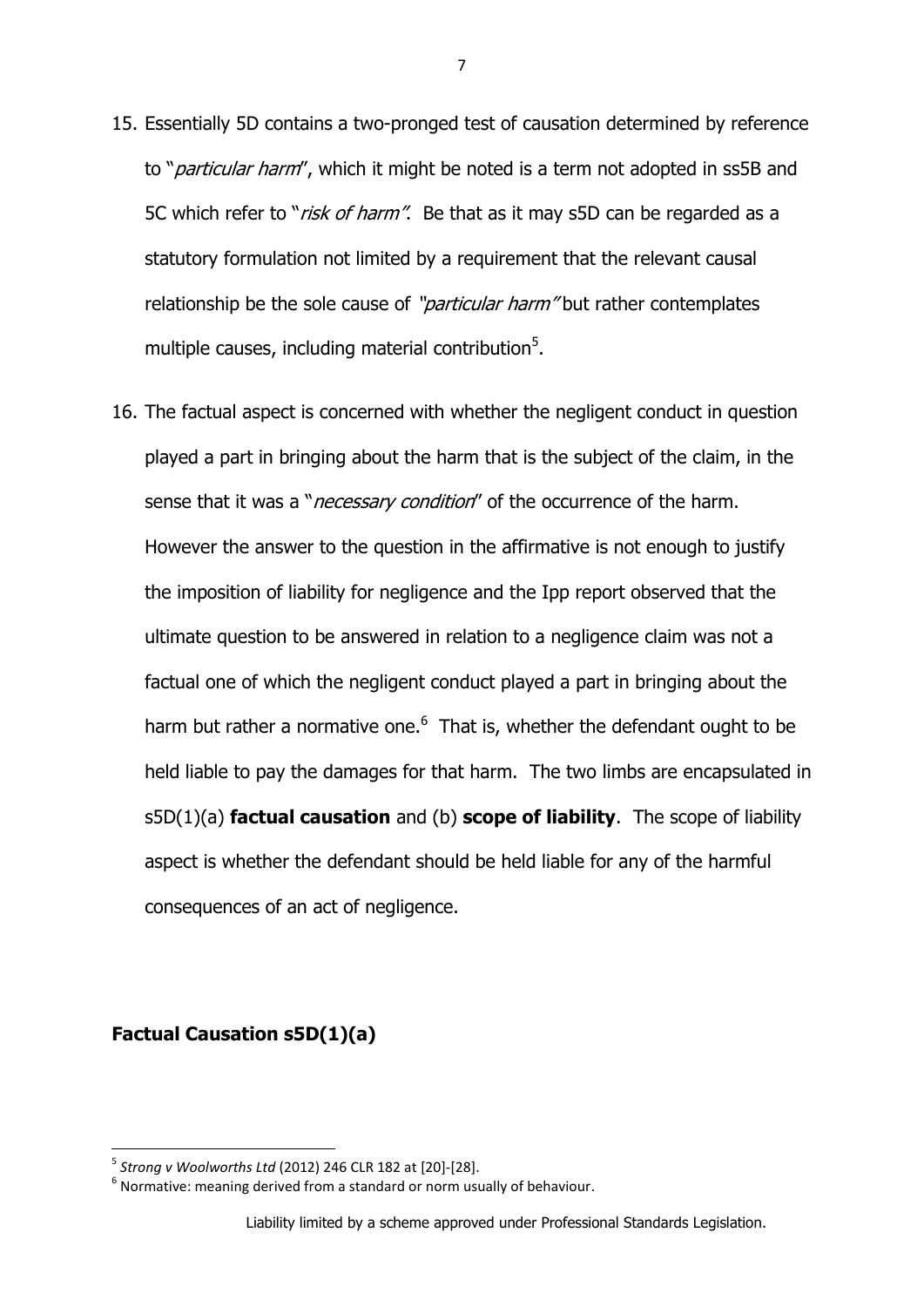15. Essentially 5D contains a two-pronged test of causation determined by reference to "*particular harm*", which it might be noted is a term not adopted in ss5B and 5C which refer to "*risk of harm".* Be that as it may s5D can be regarded as a statutory formulation not limited by a requirement that the relevant causal relationship be the sole cause of *"particular harm"* but rather contemplates multiple causes, including material contribution[5].

16. The factual aspect is concerned with whether the negligent conduct in question played a part in bringing about the harm that is the subject of the claim, in the sense that it was a "*necessary condition*" of the occurrence of the harm. However the answer to the question in the affirmative is not enough to justify the imposition of liability for negligence and the Ipp report observed that the ultimate question to be answered in relation to a negligence claim was not a factual one of which the negligent conduct played a part in bringing about the harm but rather a normative one.[6] That is, whether the defendant ought to be held liable to pay the damages for that harm. The two limbs are encapsulated in s5D(1)(a) **factual causation** and (b) **scope of liability**. The scope of liability aspect is whether the defendant should be held liable for any of the harmful consequences of an act of negligence.

## Factual Causation s5D(1)(a)

---

[5] *Strong v Woolworths Ltd* (2012) 246 CLR 182 at [20]-[28].

[6] Normative: meaning derived from a standard or norm usually of behaviour.

Liability limited by a scheme approved under Professional Standards Legislation.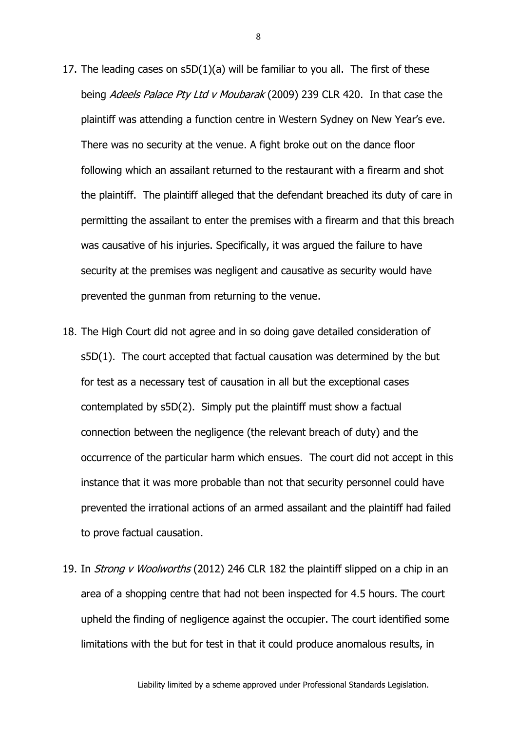17. The leading cases on s5D(1)(a) will be familiar to you all. The first of these being *Adeels Palace Pty Ltd v Moubarak* (2009) 239 CLR 420. In that case the plaintiff was attending a function centre in Western Sydney on New Year's eve. There was no security at the venue. A fight broke out on the dance floor following which an assailant returned to the restaurant with a firearm and shot the plaintiff. The plaintiff alleged that the defendant breached its duty of care in permitting the assailant to enter the premises with a firearm and that this breach was causative of his injuries. Specifically, it was argued the failure to have security at the premises was negligent and causative as security would have prevented the gunman from returning to the venue.

18. The High Court did not agree and in so doing gave detailed consideration of s5D(1). The court accepted that factual causation was determined by the but for test as a necessary test of causation in all but the exceptional cases contemplated by s5D(2). Simply put the plaintiff must show a factual connection between the negligence (the relevant breach of duty) and the occurrence of the particular harm which ensues. The court did not accept in this instance that it was more probable than not that security personnel could have prevented the irrational actions of an armed assailant and the plaintiff had failed to prove factual causation.

19. In *Strong v Woolworths* (2012) 246 CLR 182 the plaintiff slipped on a chip in an area of a shopping centre that had not been inspected for 4.5 hours. The court upheld the finding of negligence against the occupier. The court identified some limitations with the but for test in that it could produce anomalous results, in

Liability limited by a scheme approved under Professional Standards Legislation.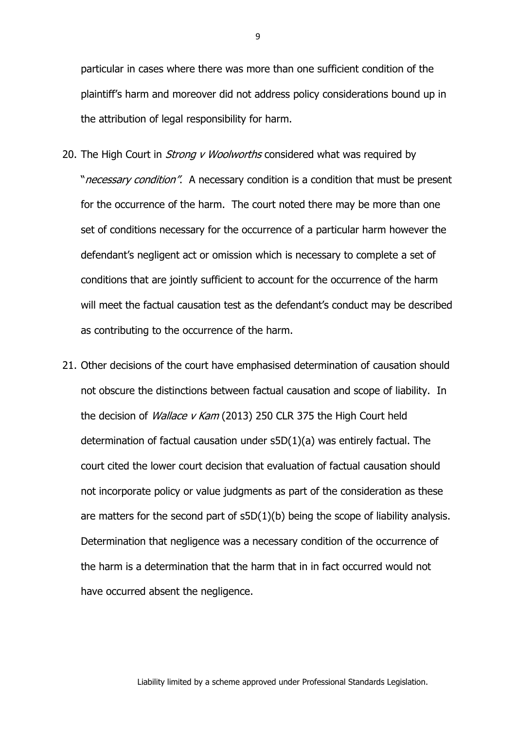particular in cases where there was more than one sufficient condition of the plaintiff's harm and moreover did not address policy considerations bound up in the attribution of legal responsibility for harm.

20. The High Court in *Strong v Woolworths* considered what was required by "*necessary condition"*. A necessary condition is a condition that must be present for the occurrence of the harm. The court noted there may be more than one set of conditions necessary for the occurrence of a particular harm however the defendant's negligent act or omission which is necessary to complete a set of conditions that are jointly sufficient to account for the occurrence of the harm will meet the factual causation test as the defendant's conduct may be described as contributing to the occurrence of the harm.

21. Other decisions of the court have emphasised determination of causation should not obscure the distinctions between factual causation and scope of liability. In the decision of *Wallace v Kam* (2013) 250 CLR 375 the High Court held determination of factual causation under s5D(1)(a) was entirely factual. The court cited the lower court decision that evaluation of factual causation should not incorporate policy or value judgments as part of the consideration as these are matters for the second part of s5D(1)(b) being the scope of liability analysis. Determination that negligence was a necessary condition of the occurrence of the harm is a determination that the harm that in in fact occurred would not have occurred absent the negligence.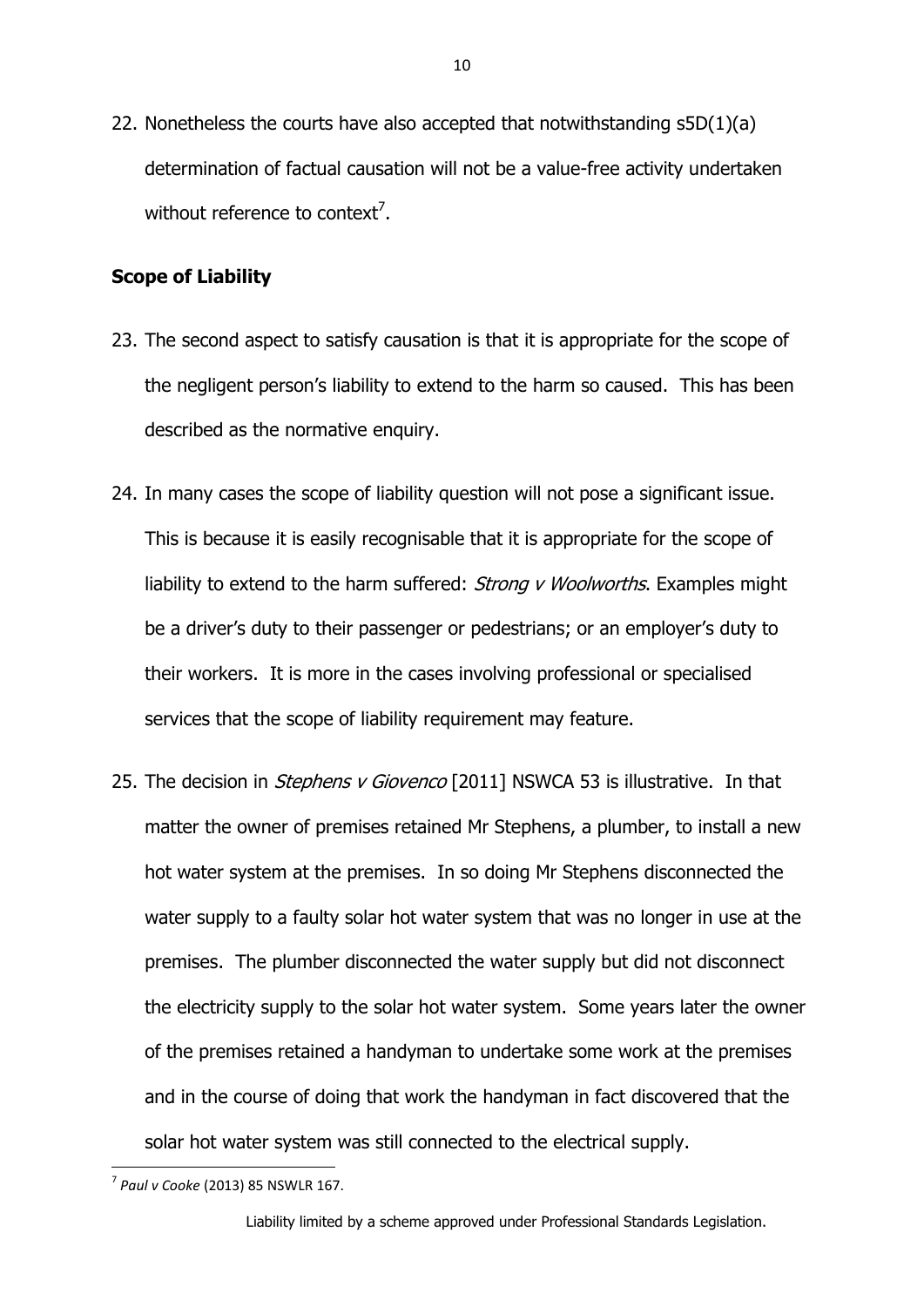22. Nonetheless the courts have also accepted that notwithstanding s5D(1)(a) determination of factual causation will not be a value-free activity undertaken without reference to context[7].

**Scope of Liability**

23. The second aspect to satisfy causation is that it is appropriate for the scope of the negligent person's liability to extend to the harm so caused. This has been described as the normative enquiry.

24. In many cases the scope of liability question will not pose a significant issue. This is because it is easily recognisable that it is appropriate for the scope of liability to extend to the harm suffered: *Strong v Woolworths*. Examples might be a driver's duty to their passenger or pedestrians; or an employer's duty to their workers. It is more in the cases involving professional or specialised services that the scope of liability requirement may feature.

25. The decision in *Stephens v Giovenco* [2011] NSWCA 53 is illustrative. In that matter the owner of premises retained Mr Stephens, a plumber, to install a new hot water system at the premises. In so doing Mr Stephens disconnected the water supply to a faulty solar hot water system that was no longer in use at the premises. The plumber disconnected the water supply but did not disconnect the electricity supply to the solar hot water system. Some years later the owner of the premises retained a handyman to undertake some work at the premises and in the course of doing that work the handyman in fact discovered that the solar hot water system was still connected to the electrical supply.

[7] *Paul v Cooke* (2013) 85 NSWLR 167.

Liability limited by a scheme approved under Professional Standards Legislation.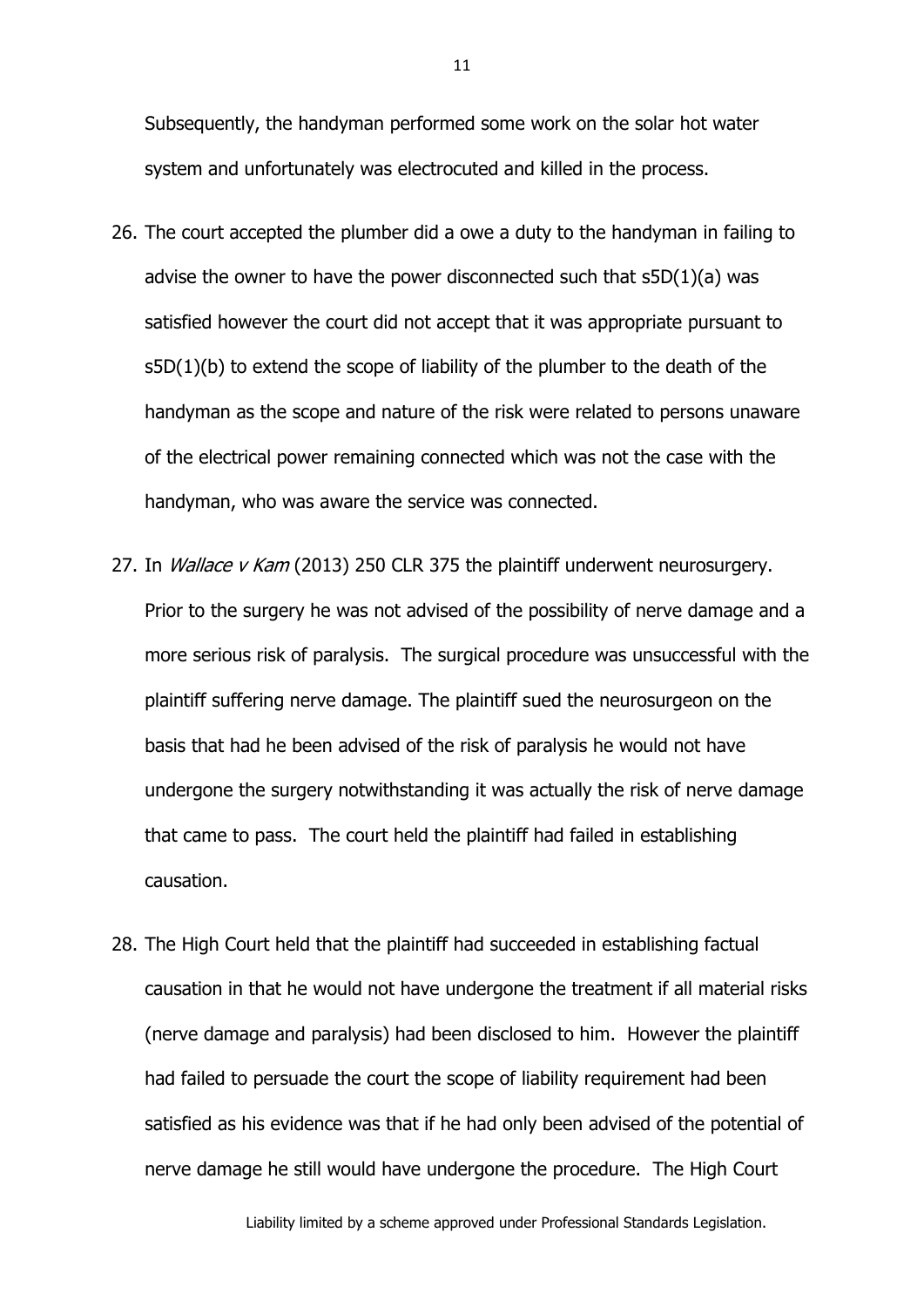Subsequently, the handyman performed some work on the solar hot water system and unfortunately was electrocuted and killed in the process.

26. The court accepted the plumber did a owe a duty to the handyman in failing to advise the owner to have the power disconnected such that s5D(1)(a) was satisfied however the court did not accept that it was appropriate pursuant to s5D(1)(b) to extend the scope of liability of the plumber to the death of the handyman as the scope and nature of the risk were related to persons unaware of the electrical power remaining connected which was not the case with the handyman, who was aware the service was connected.

27. In *Wallace v Kam* (2013) 250 CLR 375 the plaintiff underwent neurosurgery. Prior to the surgery he was not advised of the possibility of nerve damage and a more serious risk of paralysis. The surgical procedure was unsuccessful with the plaintiff suffering nerve damage. The plaintiff sued the neurosurgeon on the basis that had he been advised of the risk of paralysis he would not have undergone the surgery notwithstanding it was actually the risk of nerve damage that came to pass. The court held the plaintiff had failed in establishing causation.

28. The High Court held that the plaintiff had succeeded in establishing factual causation in that he would not have undergone the treatment if all material risks (nerve damage and paralysis) had been disclosed to him. However the plaintiff had failed to persuade the court the scope of liability requirement had been satisfied as his evidence was that if he had only been advised of the potential of nerve damage he still would have undergone the procedure. The High Court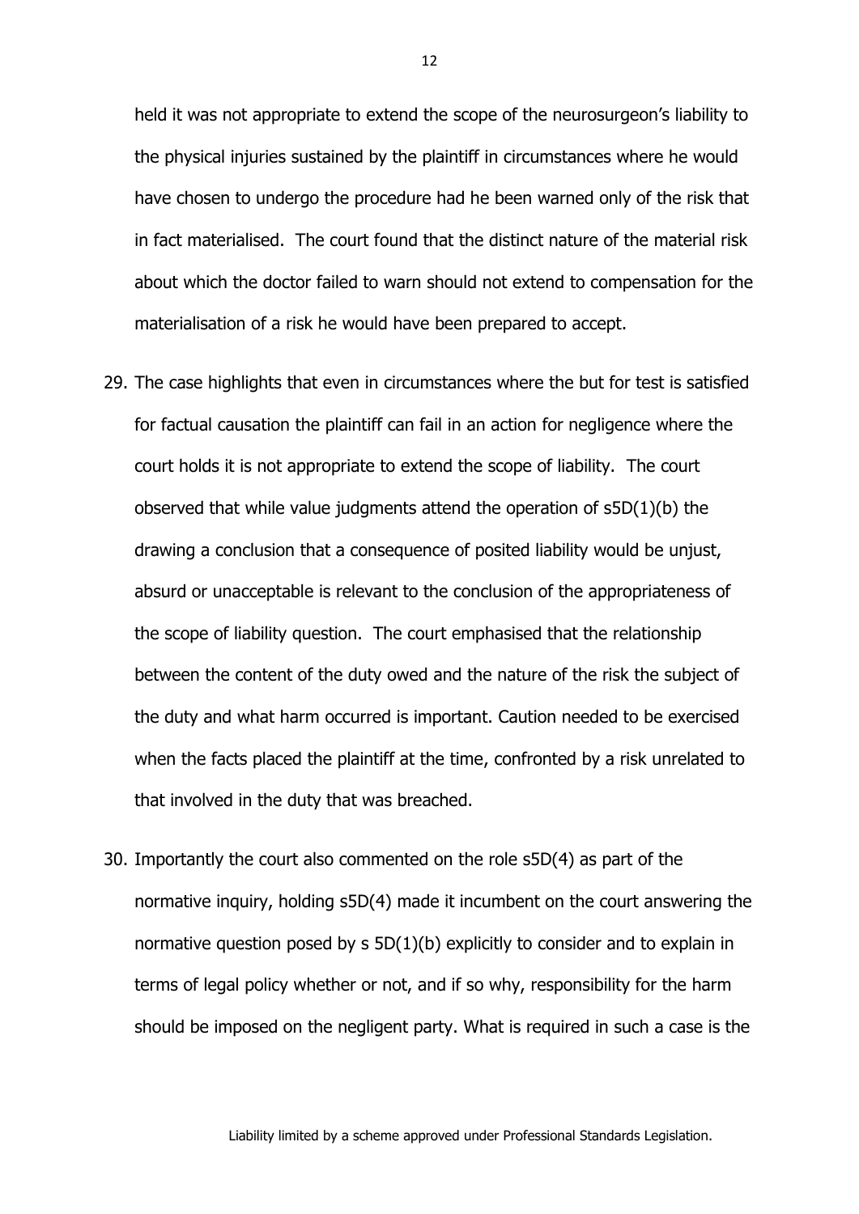held it was not appropriate to extend the scope of the neurosurgeon's liability to the physical injuries sustained by the plaintiff in circumstances where he would have chosen to undergo the procedure had he been warned only of the risk that in fact materialised. The court found that the distinct nature of the material risk about which the doctor failed to warn should not extend to compensation for the materialisation of a risk he would have been prepared to accept.

29. The case highlights that even in circumstances where the but for test is satisfied for factual causation the plaintiff can fail in an action for negligence where the court holds it is not appropriate to extend the scope of liability. The court observed that while value judgments attend the operation of s5D(1)(b) the drawing a conclusion that a consequence of posited liability would be unjust, absurd or unacceptable is relevant to the conclusion of the appropriateness of the scope of liability question. The court emphasised that the relationship between the content of the duty owed and the nature of the risk the subject of the duty and what harm occurred is important. Caution needed to be exercised when the facts placed the plaintiff at the time, confronted by a risk unrelated to that involved in the duty that was breached.

30. Importantly the court also commented on the role s5D(4) as part of the normative inquiry, holding s5D(4) made it incumbent on the court answering the normative question posed by s 5D(1)(b) explicitly to consider and to explain in terms of legal policy whether or not, and if so why, responsibility for the harm should be imposed on the negligent party. What is required in such a case is the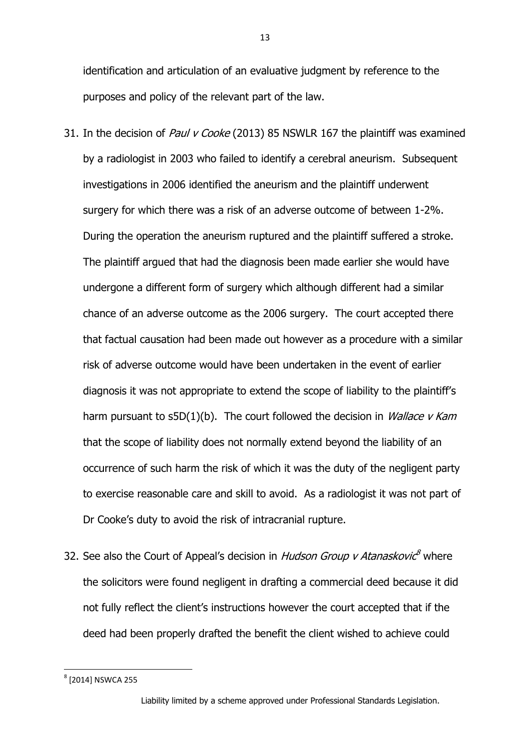identification and articulation of an evaluative judgment by reference to the purposes and policy of the relevant part of the law.

31. In the decision of *Paul v Cooke* (2013) 85 NSWLR 167 the plaintiff was examined by a radiologist in 2003 who failed to identify a cerebral aneurism. Subsequent investigations in 2006 identified the aneurism and the plaintiff underwent surgery for which there was a risk of an adverse outcome of between 1-2%. During the operation the aneurism ruptured and the plaintiff suffered a stroke. The plaintiff argued that had the diagnosis been made earlier she would have undergone a different form of surgery which although different had a similar chance of an adverse outcome as the 2006 surgery. The court accepted there that factual causation had been made out however as a procedure with a similar risk of adverse outcome would have been undertaken in the event of earlier diagnosis it was not appropriate to extend the scope of liability to the plaintiff's harm pursuant to s5D(1)(b). The court followed the decision in *Wallace v Kam* that the scope of liability does not normally extend beyond the liability of an occurrence of such harm the risk of which it was the duty of the negligent party to exercise reasonable care and skill to avoid. As a radiologist it was not part of Dr Cooke's duty to avoid the risk of intracranial rupture.

32. See also the Court of Appeal's decision in *Hudson Group v Atanaskovic*[8] where the solicitors were found negligent in drafting a commercial deed because it did not fully reflect the client's instructions however the court accepted that if the deed had been properly drafted the benefit the client wished to achieve could

---

[8] [2014] NSWCA 255

Liability limited by a scheme approved under Professional Standards Legislation.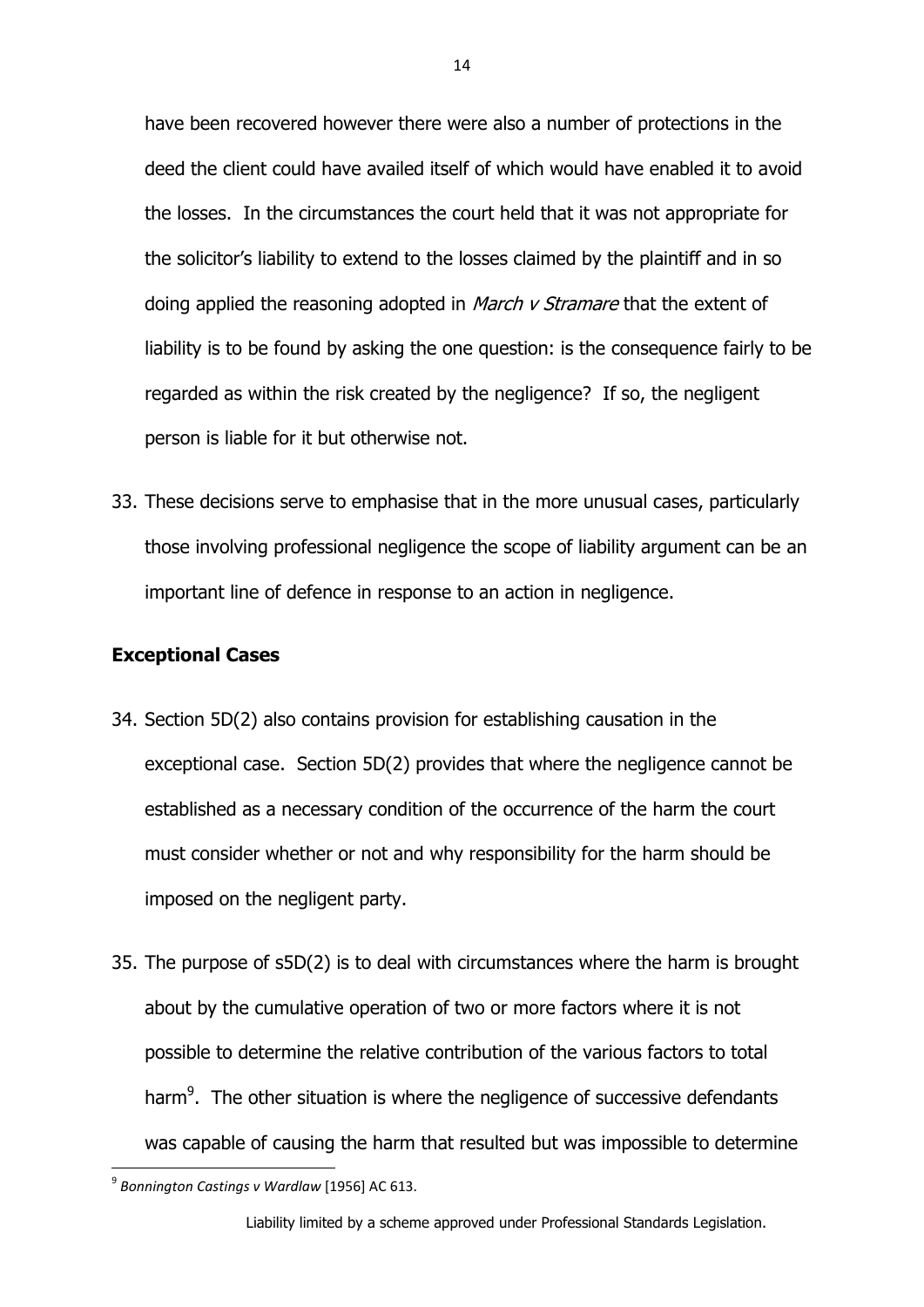have been recovered however there were also a number of protections in the deed the client could have availed itself of which would have enabled it to avoid the losses. In the circumstances the court held that it was not appropriate for the solicitor's liability to extend to the losses claimed by the plaintiff and in so doing applied the reasoning adopted in *March v Stramare* that the extent of liability is to be found by asking the one question: is the consequence fairly to be regarded as within the risk created by the negligence? If so, the negligent person is liable for it but otherwise not.

33. These decisions serve to emphasise that in the more unusual cases, particularly those involving professional negligence the scope of liability argument can be an important line of defence in response to an action in negligence.

**Exceptional Cases**

34. Section 5D(2) also contains provision for establishing causation in the exceptional case. Section 5D(2) provides that where the negligence cannot be established as a necessary condition of the occurrence of the harm the court must consider whether or not and why responsibility for the harm should be imposed on the negligent party.

35. The purpose of s5D(2) is to deal with circumstances where the harm is brought about by the cumulative operation of two or more factors where it is not possible to determine the relative contribution of the various factors to total harm[9]. The other situation is where the negligence of successive defendants was capable of causing the harm that resulted but was impossible to determine

[9] *Bonnington Castings v Wardlaw* [1956] AC 613.

Liability limited by a scheme approved under Professional Standards Legislation.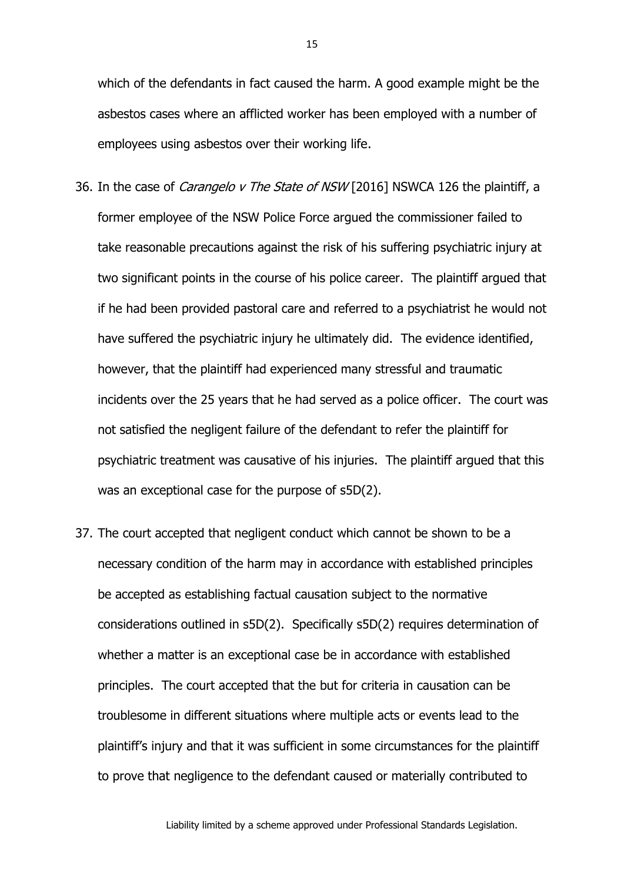which of the defendants in fact caused the harm. A good example might be the asbestos cases where an afflicted worker has been employed with a number of employees using asbestos over their working life.

36. In the case of *Carangelo v The State of NSW* [2016] NSWCA 126 the plaintiff, a former employee of the NSW Police Force argued the commissioner failed to take reasonable precautions against the risk of his suffering psychiatric injury at two significant points in the course of his police career. The plaintiff argued that if he had been provided pastoral care and referred to a psychiatrist he would not have suffered the psychiatric injury he ultimately did. The evidence identified, however, that the plaintiff had experienced many stressful and traumatic incidents over the 25 years that he had served as a police officer. The court was not satisfied the negligent failure of the defendant to refer the plaintiff for psychiatric treatment was causative of his injuries. The plaintiff argued that this was an exceptional case for the purpose of s5D(2).

37. The court accepted that negligent conduct which cannot be shown to be a necessary condition of the harm may in accordance with established principles be accepted as establishing factual causation subject to the normative considerations outlined in s5D(2). Specifically s5D(2) requires determination of whether a matter is an exceptional case be in accordance with established principles. The court accepted that the but for criteria in causation can be troublesome in different situations where multiple acts or events lead to the plaintiff's injury and that it was sufficient in some circumstances for the plaintiff to prove that negligence to the defendant caused or materially contributed to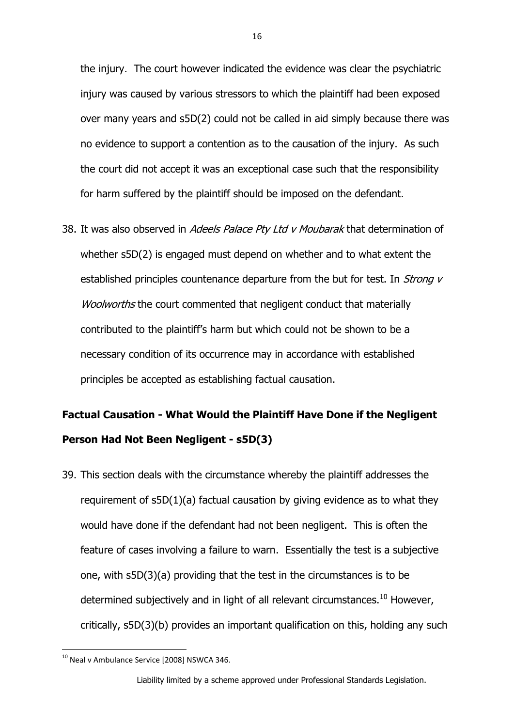the injury. The court however indicated the evidence was clear the psychiatric injury was caused by various stressors to which the plaintiff had been exposed over many years and s5D(2) could not be called in aid simply because there was no evidence to support a contention as to the causation of the injury. As such the court did not accept it was an exceptional case such that the responsibility for harm suffered by the plaintiff should be imposed on the defendant.

38. It was also observed in *Adeels Palace Pty Ltd v Moubarak* that determination of whether s5D(2) is engaged must depend on whether and to what extent the established principles countenance departure from the but for test. In *Strong v Woolworths* the court commented that negligent conduct that materially contributed to the plaintiff's harm but which could not be shown to be a necessary condition of its occurrence may in accordance with established principles be accepted as establishing factual causation.

## Factual Causation - What Would the Plaintiff Have Done if the Negligent Person Had Not Been Negligent - s5D(3)

39. This section deals with the circumstance whereby the plaintiff addresses the requirement of s5D(1)(a) factual causation by giving evidence as to what they would have done if the defendant had not been negligent. This is often the feature of cases involving a failure to warn. Essentially the test is a subjective one, with s5D(3)(a) providing that the test in the circumstances is to be determined subjectively and in light of all relevant circumstances.[10] However, critically, s5D(3)(b) provides an important qualification on this, holding any such

[10] Neal v Ambulance Service [2008] NSWCA 346.

Liability limited by a scheme approved under Professional Standards Legislation.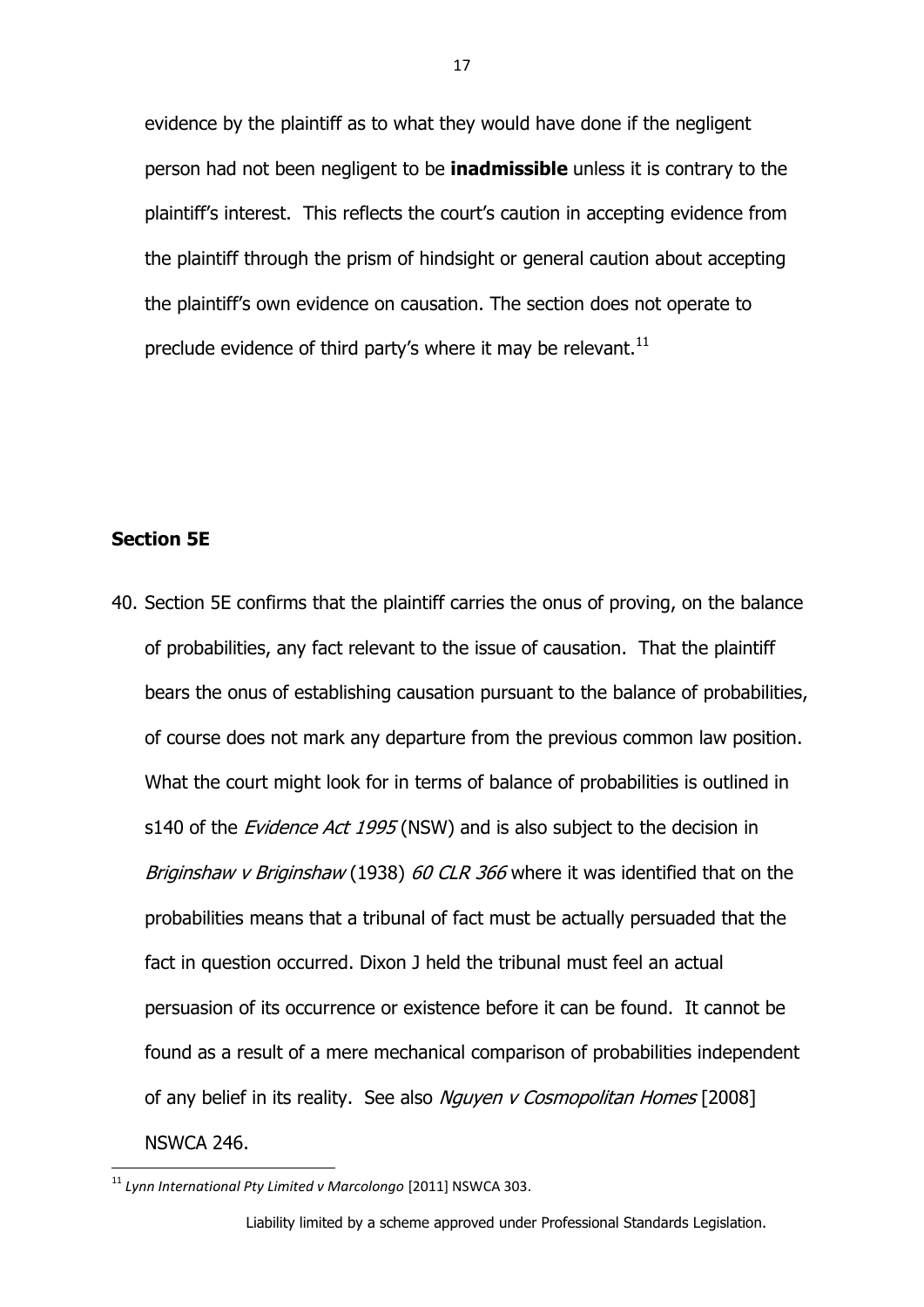evidence by the plaintiff as to what they would have done if the negligent person had not been negligent to be **inadmissible** unless it is contrary to the plaintiff's interest. This reflects the court's caution in accepting evidence from the plaintiff through the prism of hindsight or general caution about accepting the plaintiff's own evidence on causation. The section does not operate to preclude evidence of third party's where it may be relevant.[11]

## Section 5E

40. Section 5E confirms that the plaintiff carries the onus of proving, on the balance of probabilities, any fact relevant to the issue of causation. That the plaintiff bears the onus of establishing causation pursuant to the balance of probabilities, of course does not mark any departure from the previous common law position. What the court might look for in terms of balance of probabilities is outlined in s140 of the *Evidence Act 1995* (NSW) and is also subject to the decision in *Briginshaw v Briginshaw* (1938) *60 CLR 366* where it was identified that on the probabilities means that a tribunal of fact must be actually persuaded that the fact in question occurred. Dixon J held the tribunal must feel an actual persuasion of its occurrence or existence before it can be found. It cannot be found as a result of a mere mechanical comparison of probabilities independent of any belief in its reality. See also *Nguyen v Cosmopolitan Homes* [2008] NSWCA 246.

[11] *Lynn International Pty Limited v Marcolongo* [2011] NSWCA 303.

Liability limited by a scheme approved under Professional Standards Legislation.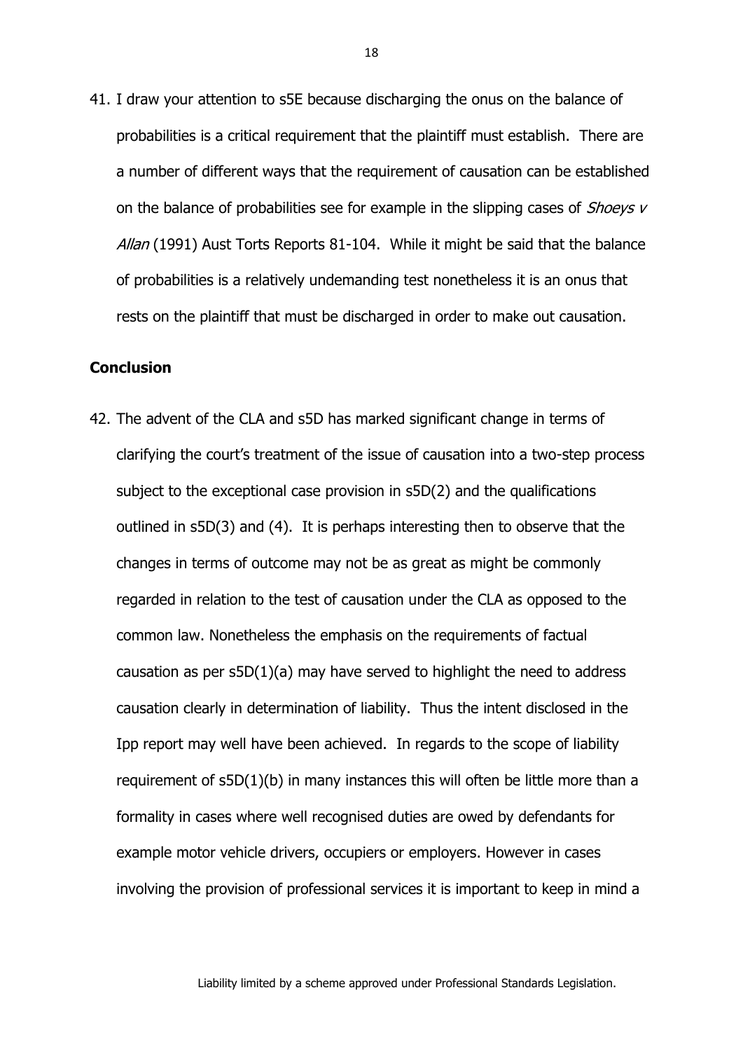41. I draw your attention to s5E because discharging the onus on the balance of probabilities is a critical requirement that the plaintiff must establish. There are a number of different ways that the requirement of causation can be established on the balance of probabilities see for example in the slipping cases of *Shoeys v Allan* (1991) Aust Torts Reports 81-104. While it might be said that the balance of probabilities is a relatively undemanding test nonetheless it is an onus that rests on the plaintiff that must be discharged in order to make out causation.

## Conclusion

42. The advent of the CLA and s5D has marked significant change in terms of clarifying the court's treatment of the issue of causation into a two-step process subject to the exceptional case provision in s5D(2) and the qualifications outlined in s5D(3) and (4). It is perhaps interesting then to observe that the changes in terms of outcome may not be as great as might be commonly regarded in relation to the test of causation under the CLA as opposed to the common law. Nonetheless the emphasis on the requirements of factual causation as per s5D(1)(a) may have served to highlight the need to address causation clearly in determination of liability. Thus the intent disclosed in the Ipp report may well have been achieved. In regards to the scope of liability requirement of s5D(1)(b) in many instances this will often be little more than a formality in cases where well recognised duties are owed by defendants for example motor vehicle drivers, occupiers or employers. However in cases involving the provision of professional services it is important to keep in mind a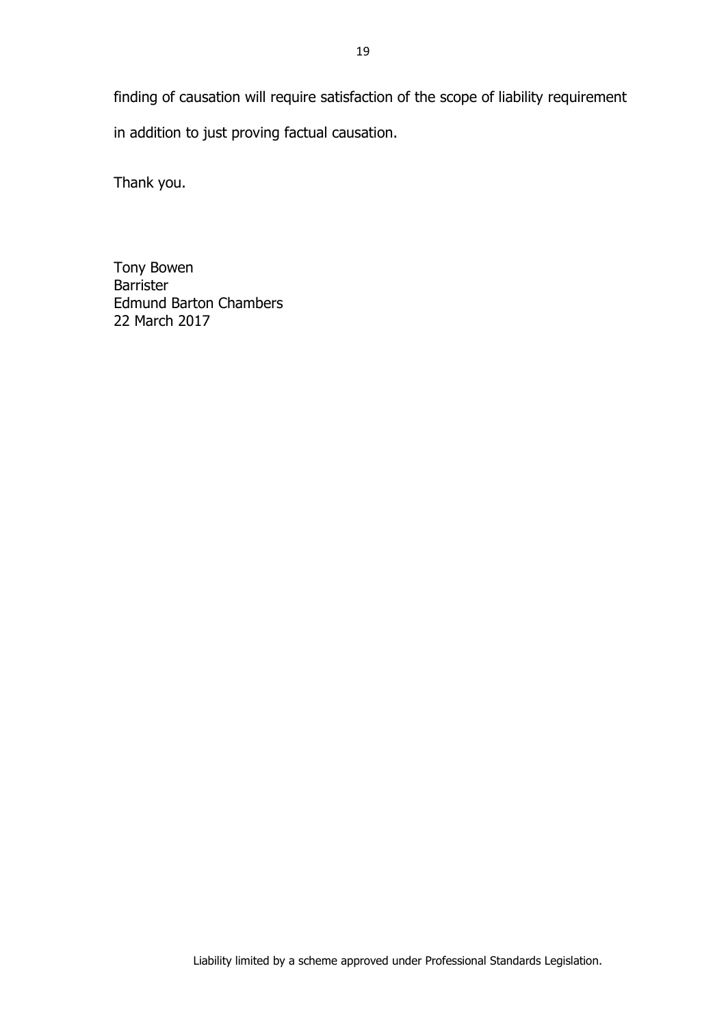finding of causation will require satisfaction of the scope of liability requirement in addition to just proving factual causation.

Thank you.

Tony Bowen
Barrister
Edmund Barton Chambers
22 March 2017

Liability limited by a scheme approved under Professional Standards Legislation.